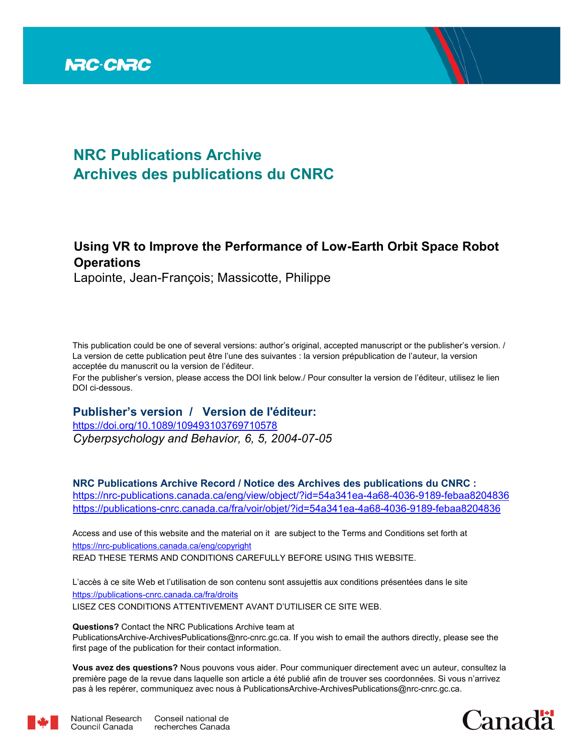# NRC Publications Archive
# Archives des publications du CNRC

## Using VR to Improve the Performance of Low-Earth Orbit Space Robot Operations

Lapointe, Jean-François; Massicotte, Philippe

This publication could be one of several versions: author's original, accepted manuscript or the publisher's version. / La version de cette publication peut être l'une des suivantes : la version prépublication de l'auteur, la version acceptée du manuscrit ou la version de l'éditeur.

For the publisher's version, please access the DOI link below./ Pour consulter la version de l'éditeur, utilisez le lien DOI ci-dessous.

### Publisher's version / Version de l'éditeur:

https://doi.org/10.1089/109493103769710578

*Cyberpsychology and Behavior, 6, 5, 2004-07-05*

### NRC Publications Archive Record / Notice des Archives des publications du CNRC :

https://nrc-publications.canada.ca/eng/view/object/?id=54a341ea-4a68-4036-9189-febaa8204836

https://publications-cnrc.canada.ca/fra/voir/objet/?id=54a341ea-4a68-4036-9189-febaa8204836

Access and use of this website and the material on it are subject to the Terms and Conditions set forth at https://nrc-publications.canada.ca/eng/copyright

READ THESE TERMS AND CONDITIONS CAREFULLY BEFORE USING THIS WEBSITE.

L'accès à ce site Web et l'utilisation de son contenu sont assujettis aux conditions présentées dans le site https://publications-cnrc.canada.ca/fra/droits

LISEZ CES CONDITIONS ATTENTIVEMENT AVANT D'UTILISER CE SITE WEB.

**Questions?** Contact the NRC Publications Archive team at PublicationsArchive-ArchivesPublications@nrc-cnrc.gc.ca. If you wish to email the authors directly, please see the first page of the publication for their contact information.

**Vous avez des questions?** Nous pouvons vous aider. Pour communiquer directement avec un auteur, consultez la première page de la revue dans laquelle son article a été publié afin de trouver ses coordonnées. Si vous n'arrivez pas à les repérer, communiquez avec nous à PublicationsArchive-ArchivesPublications@nrc-cnrc.gc.ca.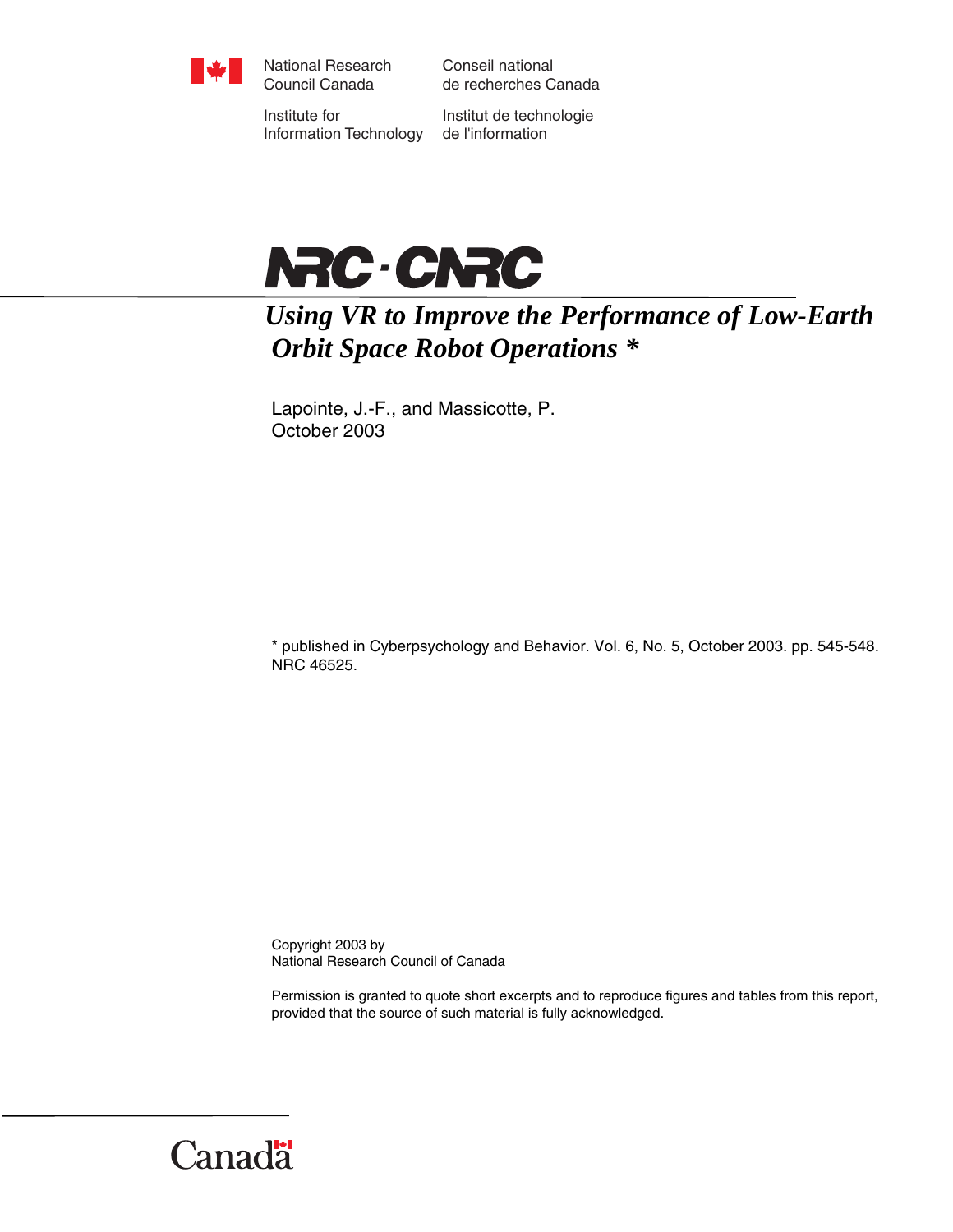National Research Council Canada

Conseil national de recherches Canada

Institute for Information Technology

Institut de technologie de l'information

NRC · CNRC

# *Using VR to Improve the Performance of Low-Earth Orbit Space Robot Operations* *

Lapointe, J.-F., and Massicotte, P.
October 2003

* published in Cyberpsychology and Behavior. Vol. 6, No. 5, October 2003. pp. 545-548. NRC 46525.

Copyright 2003 by
National Research Council of Canada

Permission is granted to quote short excerpts and to reproduce figures and tables from this report, provided that the source of such material is fully acknowledged.

Canada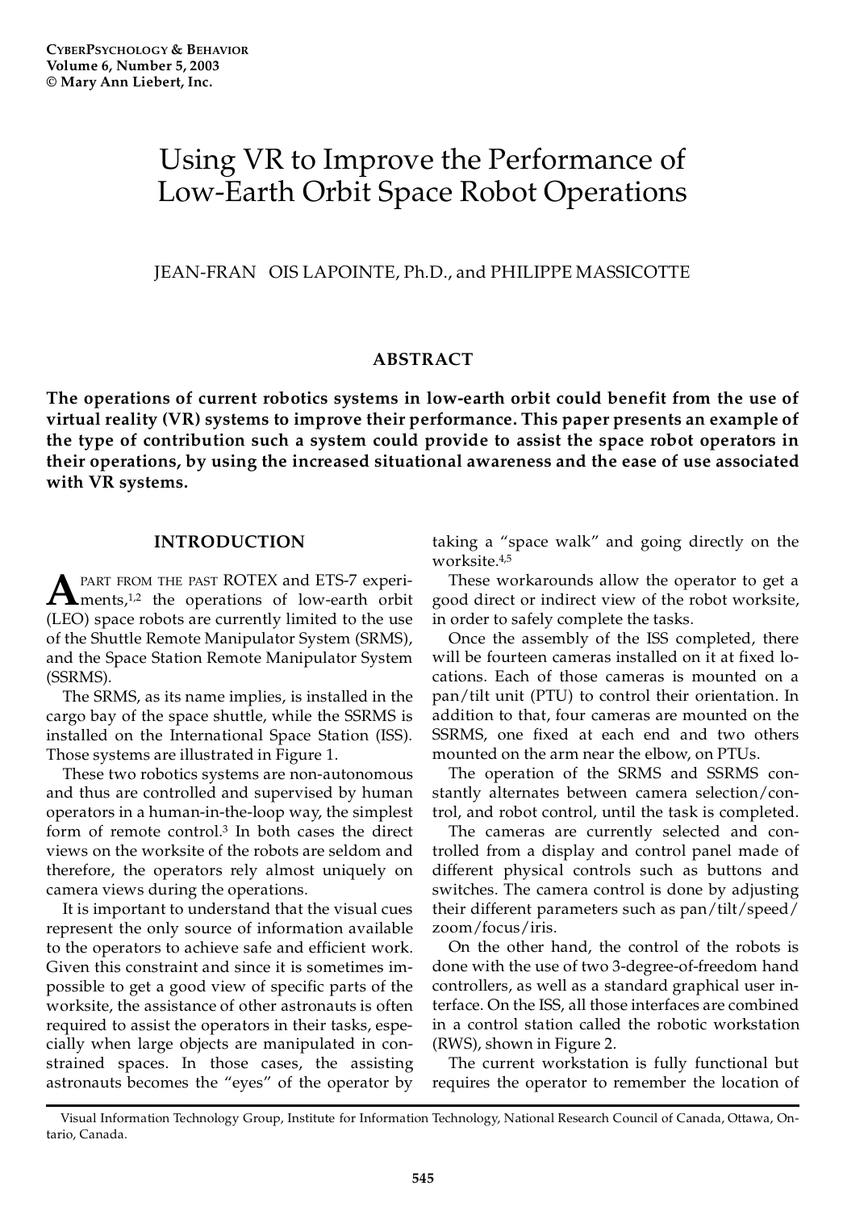# Using VR to Improve the Performance of Low-Earth Orbit Space Robot Operations

JEAN-FRAN OIS LAPOINTE, Ph.D., and PHILIPPE MASSICOTTE

## ABSTRACT

**The operations of current robotics systems in low-earth orbit could benefit from the use of virtual reality (VR) systems to improve their performance. This paper presents an example of the type of contribution such a system could provide to assist the space robot operators in their operations, by using the increased situational awareness and the ease of use associated with VR systems.**

## INTRODUCTION

Apart from the past ROTEX and ETS-7 experiments,[1,2] the operations of low-earth orbit (LEO) space robots are currently limited to the use of the Shuttle Remote Manipulator System (SRMS), and the Space Station Remote Manipulator System (SSRMS).

The SRMS, as its name implies, is installed in the cargo bay of the space shuttle, while the SSRMS is installed on the International Space Station (ISS). Those systems are illustrated in Figure 1.

These two robotics systems are non-autonomous and thus are controlled and supervised by human operators in a human-in-the-loop way, the simplest form of remote control.[3] In both cases the direct views on the worksite of the robots are seldom and therefore, the operators rely almost uniquely on camera views during the operations.

It is important to understand that the visual cues represent the only source of information available to the operators to achieve safe and efficient work. Given this constraint and since it is sometimes impossible to get a good view of specific parts of the worksite, the assistance of other astronauts is often required to assist the operators in their tasks, especially when large objects are manipulated in constrained spaces. In those cases, the assisting astronauts becomes the "eyes" of the operator by taking a "space walk" and going directly on the worksite.[4,5]

These workarounds allow the operator to get a good direct or indirect view of the robot worksite, in order to safely complete the tasks.

Once the assembly of the ISS completed, there will be fourteen cameras installed on it at fixed locations. Each of those cameras is mounted on a pan/tilt unit (PTU) to control their orientation. In addition to that, four cameras are mounted on the SSRMS, one fixed at each end and two others mounted on the arm near the elbow, on PTUs.

The operation of the SRMS and SSRMS constantly alternates between camera selection/control, and robot control, until the task is completed.

The cameras are currently selected and controlled from a display and control panel made of different physical controls such as buttons and switches. The camera control is done by adjusting their different parameters such as pan/tilt/speed/zoom/focus/iris.

On the other hand, the control of the robots is done with the use of two 3-degree-of-freedom hand controllers, as well as a standard graphical user interface. On the ISS, all those interfaces are combined in a control station called the robotic workstation (RWS), shown in Figure 2.

The current workstation is fully functional but requires the operator to remember the location of

Visual Information Technology Group, Institute for Information Technology, National Research Council of Canada, Ottawa, Ontario, Canada.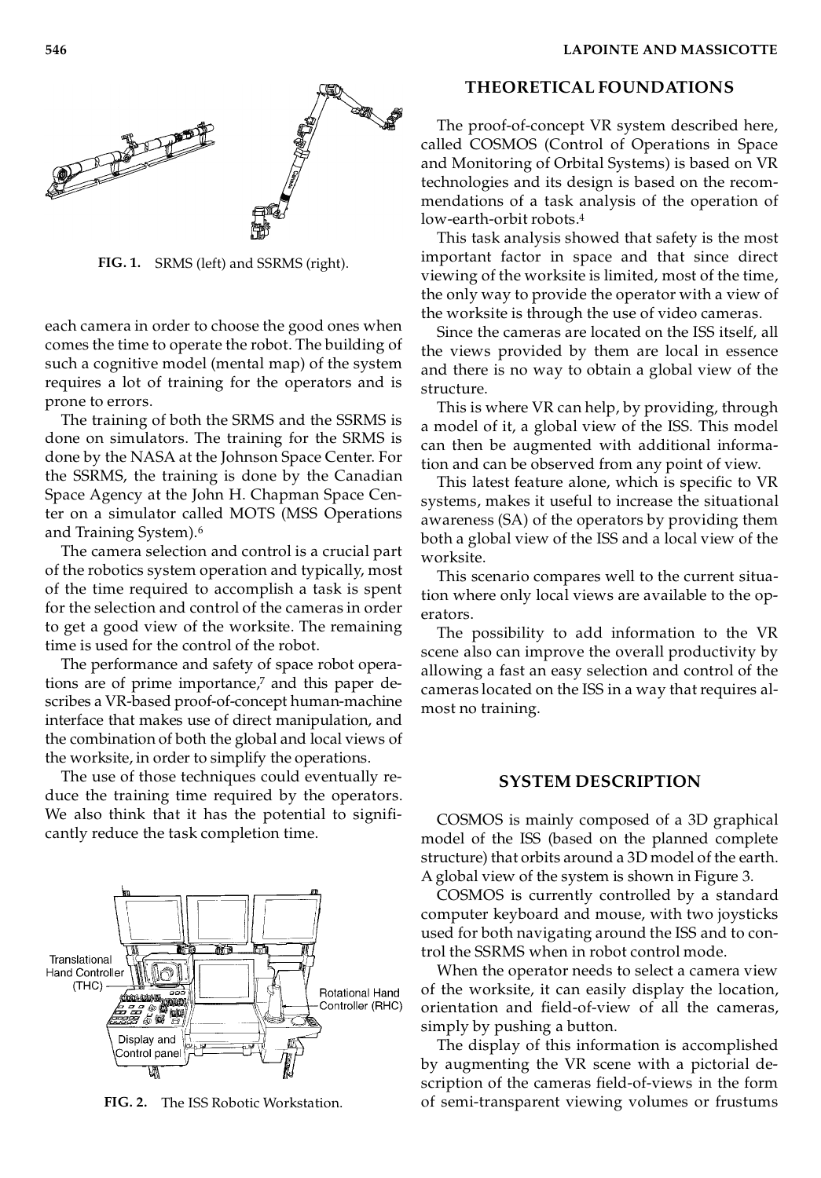FIG. 1. SRMS (left) and SSRMS (right).

each camera in order to choose the good ones when comes the time to operate the robot. The building of such a cognitive model (mental map) of the system requires a lot of training for the operators and is prone to errors.

The training of both the SRMS and the SSRMS is done on simulators. The training for the SRMS is done by the NASA at the Johnson Space Center. For the SSRMS, the training is done by the Canadian Space Agency at the John H. Chapman Space Center on a simulator called MOTS (MSS Operations and Training System).[6]

The camera selection and control is a crucial part of the robotics system operation and typically, most of the time required to accomplish a task is spent for the selection and control of the cameras in order to get a good view of the worksite. The remaining time is used for the control of the robot.

The performance and safety of space robot operations are of prime importance,[7] and this paper describes a VR-based proof-of-concept human-machine interface that makes use of direct manipulation, and the combination of both the global and local views of the worksite, in order to simplify the operations.

The use of those techniques could eventually reduce the training time required by the operators. We also think that it has the potential to significantly reduce the task completion time.

FIG. 2. The ISS Robotic Workstation.

## THEORETICAL FOUNDATIONS

The proof-of-concept VR system described here, called COSMOS (Control of Operations in Space and Monitoring of Orbital Systems) is based on VR technologies and its design is based on the recommendations of a task analysis of the operation of low-earth-orbit robots.[4]

This task analysis showed that safety is the most important factor in space and that since direct viewing of the worksite is limited, most of the time, the only way to provide the operator with a view of the worksite is through the use of video cameras.

Since the cameras are located on the ISS itself, all the views provided by them are local in essence and there is no way to obtain a global view of the structure.

This is where VR can help, by providing, through a model of it, a global view of the ISS. This model can then be augmented with additional information and can be observed from any point of view.

This latest feature alone, which is specific to VR systems, makes it useful to increase the situational awareness (SA) of the operators by providing them both a global view of the ISS and a local view of the worksite.

This scenario compares well to the current situation where only local views are available to the operators.

The possibility to add information to the VR scene also can improve the overall productivity by allowing a fast an easy selection and control of the cameras located on the ISS in a way that requires almost no training.

## SYSTEM DESCRIPTION

COSMOS is mainly composed of a 3D graphical model of the ISS (based on the planned complete structure) that orbits around a 3D model of the earth. A global view of the system is shown in Figure 3.

COSMOS is currently controlled by a standard computer keyboard and mouse, with two joysticks used for both navigating around the ISS and to control the SSRMS when in robot control mode.

When the operator needs to select a camera view of the worksite, it can easily display the location, orientation and field-of-view of all the cameras, simply by pushing a button.

The display of this information is accomplished by augmenting the VR scene with a pictorial description of the cameras field-of-views in the form of semi-transparent viewing volumes or frustums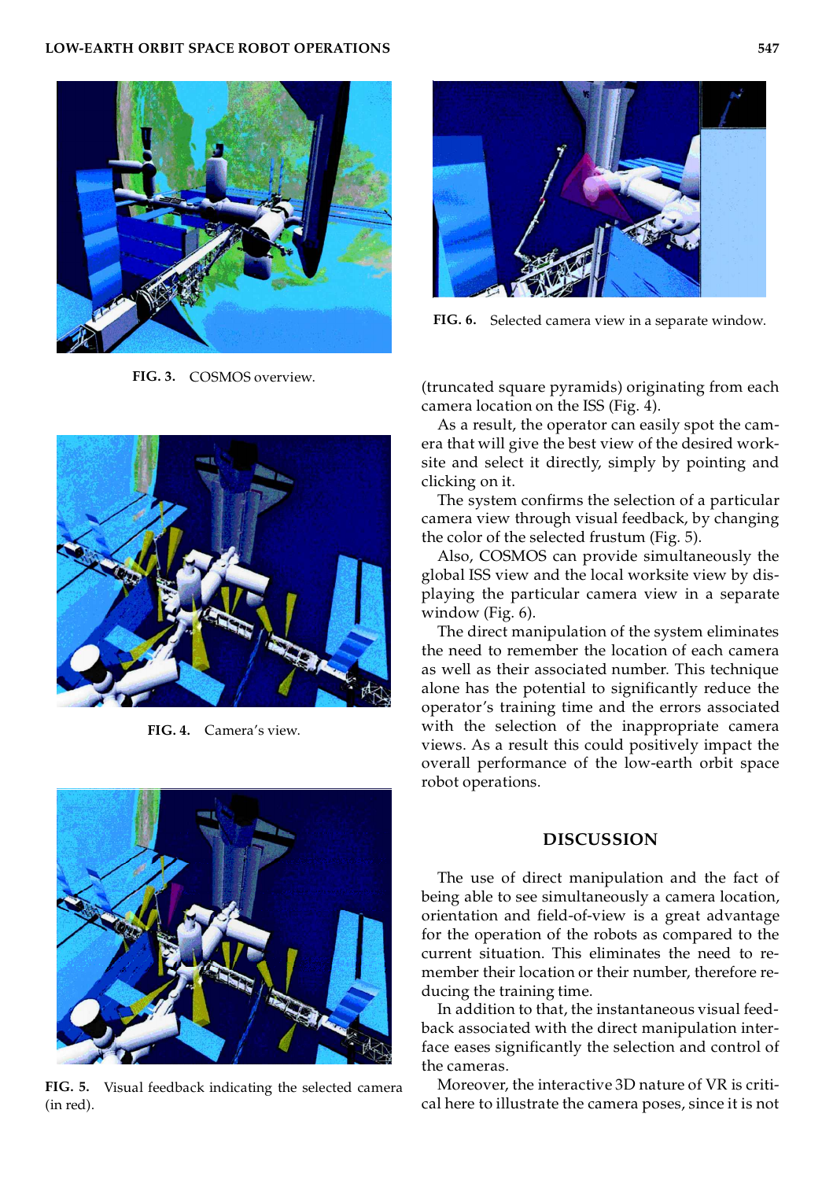FIG. 3. COSMOS overview.

FIG. 4. Camera's view.

FIG. 5. Visual feedback indicating the selected camera (in red).

FIG. 6. Selected camera view in a separate window.

(truncated square pyramids) originating from each camera location on the ISS (Fig. 4).

As a result, the operator can easily spot the camera that will give the best view of the desired worksite and select it directly, simply by pointing and clicking on it.

The system confirms the selection of a particular camera view through visual feedback, by changing the color of the selected frustum (Fig. 5).

Also, COSMOS can provide simultaneously the global ISS view and the local worksite view by displaying the particular camera view in a separate window (Fig. 6).

The direct manipulation of the system eliminates the need to remember the location of each camera as well as their associated number. This technique alone has the potential to significantly reduce the operator's training time and the errors associated with the selection of the inappropriate camera views. As a result this could positively impact the overall performance of the low-earth orbit space robot operations.

## DISCUSSION

The use of direct manipulation and the fact of being able to see simultaneously a camera location, orientation and field-of-view is a great advantage for the operation of the robots as compared to the current situation. This eliminates the need to remember their location or their number, therefore reducing the training time.

In addition to that, the instantaneous visual feedback associated with the direct manipulation interface eases significantly the selection and control of the cameras.

Moreover, the interactive 3D nature of VR is critical here to illustrate the camera poses, since it is not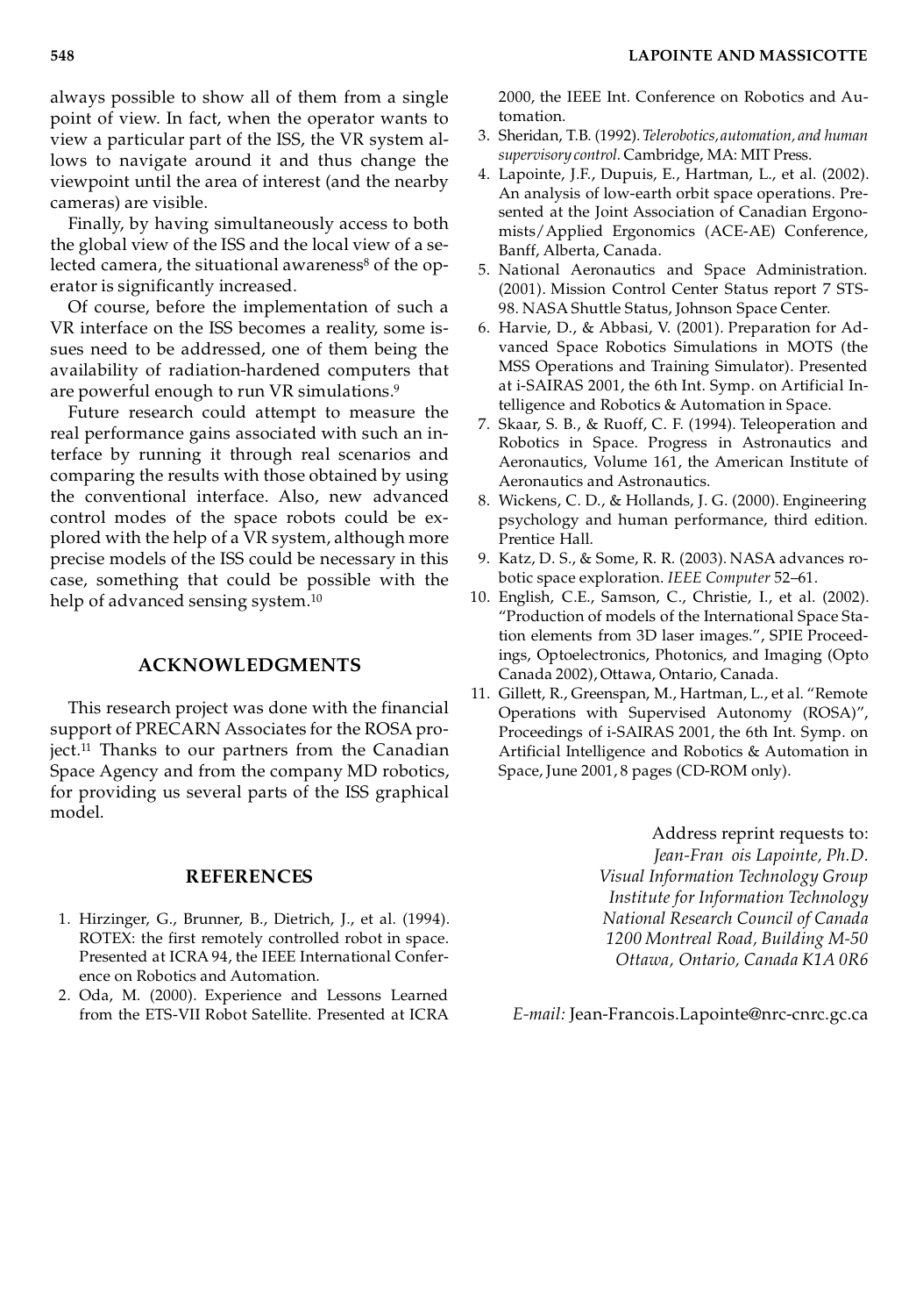always possible to show all of them from a single point of view. In fact, when the operator wants to view a particular part of the ISS, the VR system allows to navigate around it and thus change the viewpoint until the area of interest (and the nearby cameras) are visible.

Finally, by having simultaneously access to both the global view of the ISS and the local view of a selected camera, the situational awareness[8] of the operator is significantly increased.

Of course, before the implementation of such a VR interface on the ISS becomes a reality, some issues need to be addressed, one of them being the availability of radiation-hardened computers that are powerful enough to run VR simulations.[9]

Future research could attempt to measure the real performance gains associated with such an interface by running it through real scenarios and comparing the results with those obtained by using the conventional interface. Also, new advanced control modes of the space robots could be explored with the help of a VR system, although more precise models of the ISS could be necessary in this case, something that could be possible with the help of advanced sensing system.[10]

## ACKNOWLEDGMENTS

This research project was done with the financial support of PRECARN Associates for the ROSA project.[11] Thanks to our partners from the Canadian Space Agency and from the company MD robotics, for providing us several parts of the ISS graphical model.

## REFERENCES

1. Hirzinger, G., Brunner, B., Dietrich, J., et al. (1994). ROTEX: the first remotely controlled robot in space. Presented at ICRA 94, the IEEE International Conference on Robotics and Automation.
2. Oda, M. (2000). Experience and Lessons Learned from the ETS-VII Robot Satellite. Presented at ICRA 2000, the IEEE Int. Conference on Robotics and Automation.
3. Sheridan, T.B. (1992). *Telerobotics, automation, and human supervisory control*. Cambridge, MA: MIT Press.
4. Lapointe, J.F., Dupuis, E., Hartman, L., et al. (2002). An analysis of low-earth orbit space operations. Presented at the Joint Association of Canadian Ergonomists/Applied Ergonomics (ACE-AE) Conference, Banff, Alberta, Canada.
5. National Aeronautics and Space Administration. (2001). Mission Control Center Status report 7 STS-98. NASA Shuttle Status, Johnson Space Center.
6. Harvie, D., & Abbasi, V. (2001). Preparation for Advanced Space Robotics Simulations in MOTS (the MSS Operations and Training Simulator). Presented at i-SAIRAS 2001, the 6th Int. Symp. on Artificial Intelligence and Robotics & Automation in Space.
7. Skaar, S. B., & Ruoff, C. F. (1994). Teleoperation and Robotics in Space. Progress in Astronautics and Aeronautics, Volume 161, the American Institute of Aeronautics and Astronautics.
8. Wickens, C. D., & Hollands, J. G. (2000). Engineering psychology and human performance, third edition. Prentice Hall.
9. Katz, D. S., & Some, R. R. (2003). NASA advances robotic space exploration. *IEEE Computer* 52–61.
10. English, C.E., Samson, C., Christie, I., et al. (2002). "Production of models of the International Space Station elements from 3D laser images.", SPIE Proceedings, Optoelectronics, Photonics, and Imaging (Opto Canada 2002), Ottawa, Ontario, Canada.
11. Gillett, R., Greenspan, M., Hartman, L., et al. "Remote Operations with Supervised Autonomy (ROSA)", Proceedings of i-SAIRAS 2001, the 6th Int. Symp. on Artificial Intelligence and Robotics & Automation in Space, June 2001, 8 pages (CD-ROM only).

Address reprint requests to:
*Jean-Fran ois Lapointe, Ph.D.*
*Visual Information Technology Group*
*Institute for Information Technology*
*National Research Council of Canada*
*1200 Montreal Road, Building M-50*
*Ottawa, Ontario, Canada K1A 0R6*

*E-mail:* Jean-Francois.Lapointe@nrc-cnrc.gc.ca